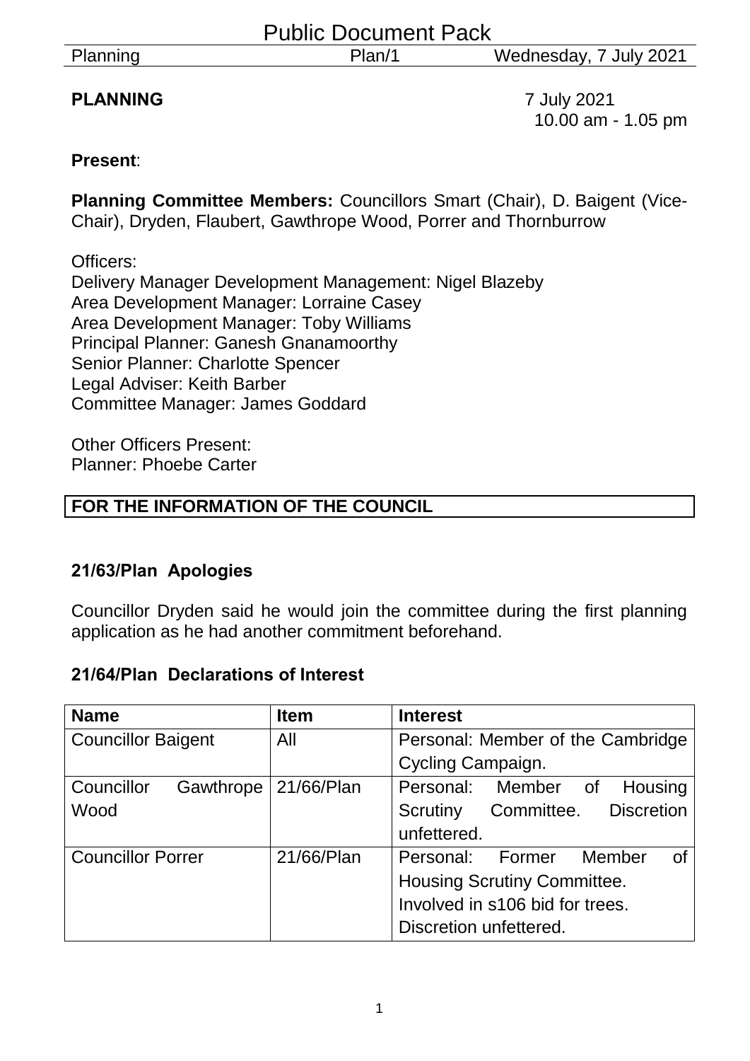# Public Document Pack

**PLANNING** 7 July 2021
10.00 am - 1.05 pm

**Present**:

**Planning Committee Members:** Councillors Smart (Chair), D. Baigent (Vice-Chair), Dryden, Flaubert, Gawthrope Wood, Porrer and Thornburrow

Officers:
Delivery Manager Development Management: Nigel Blazeby
Area Development Manager: Lorraine Casey
Area Development Manager: Toby Williams
Principal Planner: Ganesh Gnanamoorthy
Senior Planner: Charlotte Spencer
Legal Adviser: Keith Barber
Committee Manager: James Goddard

Other Officers Present:
Planner: Phoebe Carter

**FOR THE INFORMATION OF THE COUNCIL**

### 21/63/Plan Apologies

Councillor Dryden said he would join the committee during the first planning application as he had another commitment beforehand.

### 21/64/Plan Declarations of Interest

| Name | Item | Interest |
|---|---|---|
| Councillor Baigent | All | Personal: Member of the Cambridge Cycling Campaign. |
| Councillor Gawthrope Wood | 21/66/Plan | Personal: Member of Housing Scrutiny Committee. Discretion unfettered. |
| Councillor Porrer | 21/66/Plan | Personal: Former Member of Housing Scrutiny Committee. Involved in s106 bid for trees. Discretion unfettered. |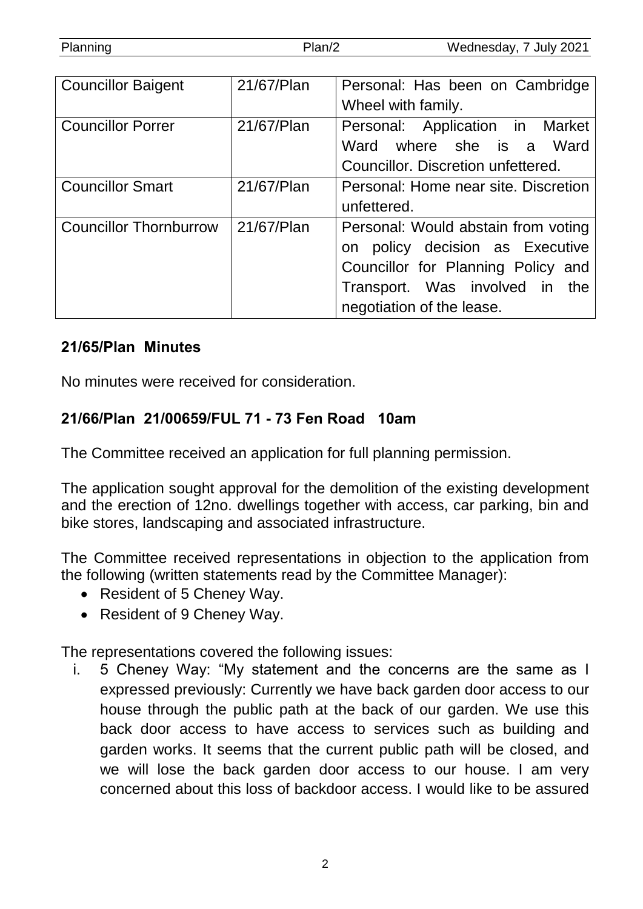| Councillor Baigent | 21/67/Plan | Personal: Has been on Cambridge Wheel with family. |
|---|---|---|
| Councillor Porrer | 21/67/Plan | Personal: Application in Market Ward where she is a Ward Councillor. Discretion unfettered. |
| Councillor Smart | 21/67/Plan | Personal: Home near site. Discretion unfettered. |
| Councillor Thornburrow | 21/67/Plan | Personal: Would abstain from voting on policy decision as Executive Councillor for Planning Policy and Transport. Was involved in the negotiation of the lease. |

## 21/65/Plan Minutes

No minutes were received for consideration.

## 21/66/Plan 21/00659/FUL 71 - 73 Fen Road 10am

The Committee received an application for full planning permission.

The application sought approval for the demolition of the existing development and the erection of 12no. dwellings together with access, car parking, bin and bike stores, landscaping and associated infrastructure.

The Committee received representations in objection to the application from the following (written statements read by the Committee Manager):

- Resident of 5 Cheney Way.
- Resident of 9 Cheney Way.

The representations covered the following issues:

i. 5 Cheney Way: "My statement and the concerns are the same as I expressed previously: Currently we have back garden door access to our house through the public path at the back of our garden. We use this back door access to have access to services such as building and garden works. It seems that the current public path will be closed, and we will lose the back garden door access to our house. I am very concerned about this loss of backdoor access. I would like to be assured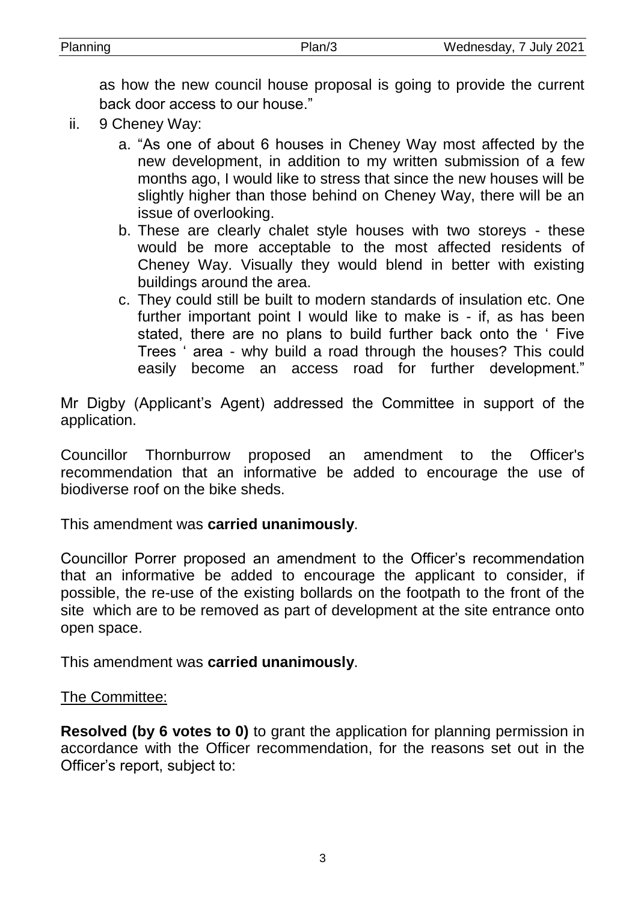as how the new council house proposal is going to provide the current back door access to our house."

ii. 9 Cheney Way:

   a. "As one of about 6 houses in Cheney Way most affected by the new development, in addition to my written submission of a few months ago, I would like to stress that since the new houses will be slightly higher than those behind on Cheney Way, there will be an issue of overlooking.

   b. These are clearly chalet style houses with two storeys - these would be more acceptable to the most affected residents of Cheney Way. Visually they would blend in better with existing buildings around the area.

   c. They could still be built to modern standards of insulation etc. One further important point I would like to make is - if, as has been stated, there are no plans to build further back onto the ' Five Trees ' area - why build a road through the houses? This could easily become an access road for further development."

Mr Digby (Applicant's Agent) addressed the Committee in support of the application.

Councillor Thornburrow proposed an amendment to the Officer's recommendation that an informative be added to encourage the use of biodiverse roof on the bike sheds.

This amendment was **carried unanimously**.

Councillor Porrer proposed an amendment to the Officer's recommendation that an informative be added to encourage the applicant to consider, if possible, the re-use of the existing bollards on the footpath to the front of the site which are to be removed as part of development at the site entrance onto open space.

This amendment was **carried unanimously**.

The Committee:

**Resolved (by 6 votes to 0)** to grant the application for planning permission in accordance with the Officer recommendation, for the reasons set out in the Officer's report, subject to: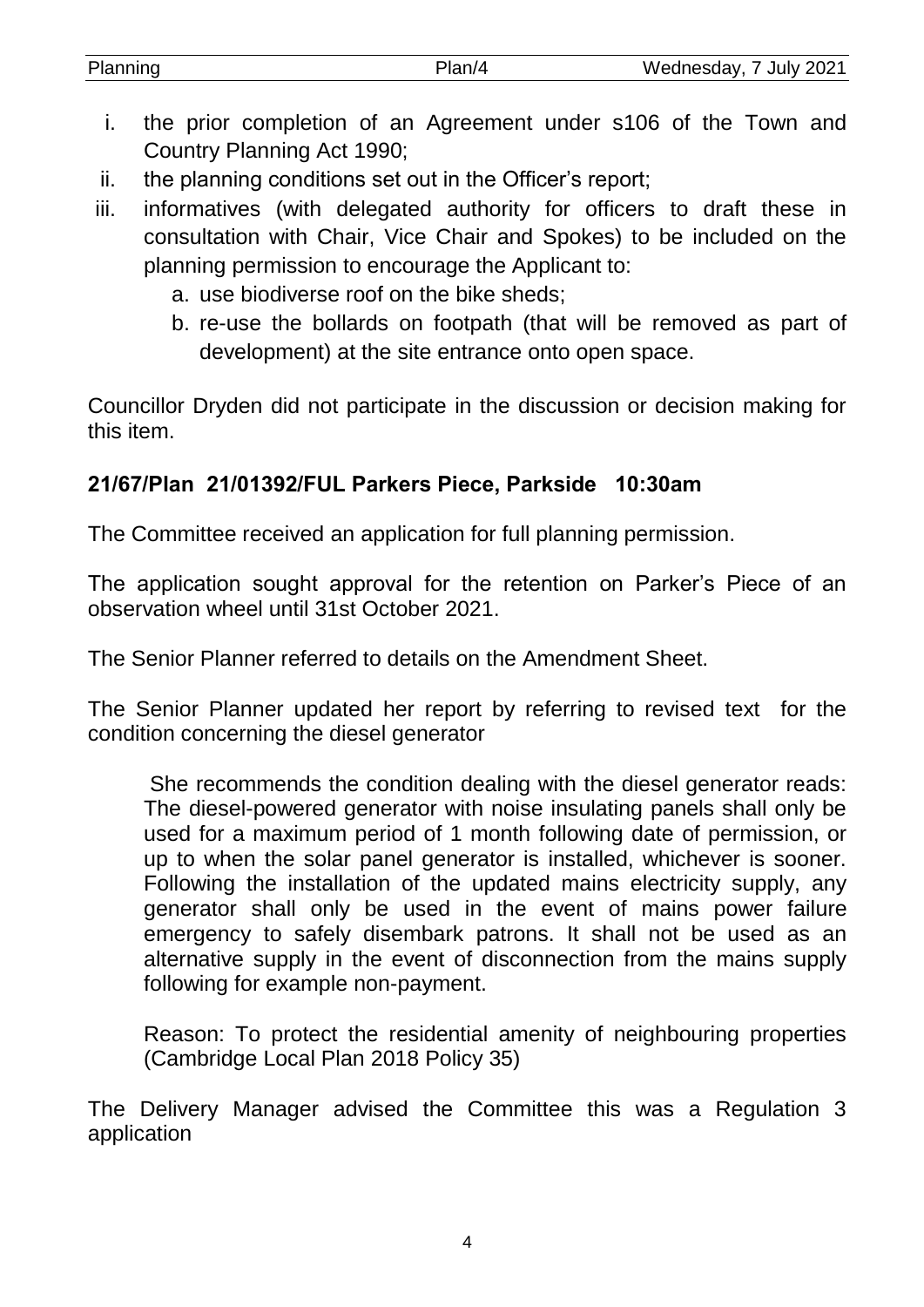i. the prior completion of an Agreement under s106 of the Town and Country Planning Act 1990;
ii. the planning conditions set out in the Officer's report;
iii. informatives (with delegated authority for officers to draft these in consultation with Chair, Vice Chair and Spokes) to be included on the planning permission to encourage the Applicant to:
    a. use biodiverse roof on the bike sheds;
    b. re-use the bollards on footpath (that will be removed as part of development) at the site entrance onto open space.

Councillor Dryden did not participate in the discussion or decision making for this item.

**21/67/Plan 21/01392/FUL Parkers Piece, Parkside 10:30am**

The Committee received an application for full planning permission.

The application sought approval for the retention on Parker's Piece of an observation wheel until 31st October 2021.

The Senior Planner referred to details on the Amendment Sheet.

The Senior Planner updated her report by referring to revised text for the condition concerning the diesel generator

> She recommends the condition dealing with the diesel generator reads: The diesel-powered generator with noise insulating panels shall only be used for a maximum period of 1 month following date of permission, or up to when the solar panel generator is installed, whichever is sooner. Following the installation of the updated mains electricity supply, any generator shall only be used in the event of mains power failure emergency to safely disembark patrons. It shall not be used as an alternative supply in the event of disconnection from the mains supply following for example non-payment.
>
> Reason: To protect the residential amenity of neighbouring properties (Cambridge Local Plan 2018 Policy 35)

The Delivery Manager advised the Committee this was a Regulation 3 application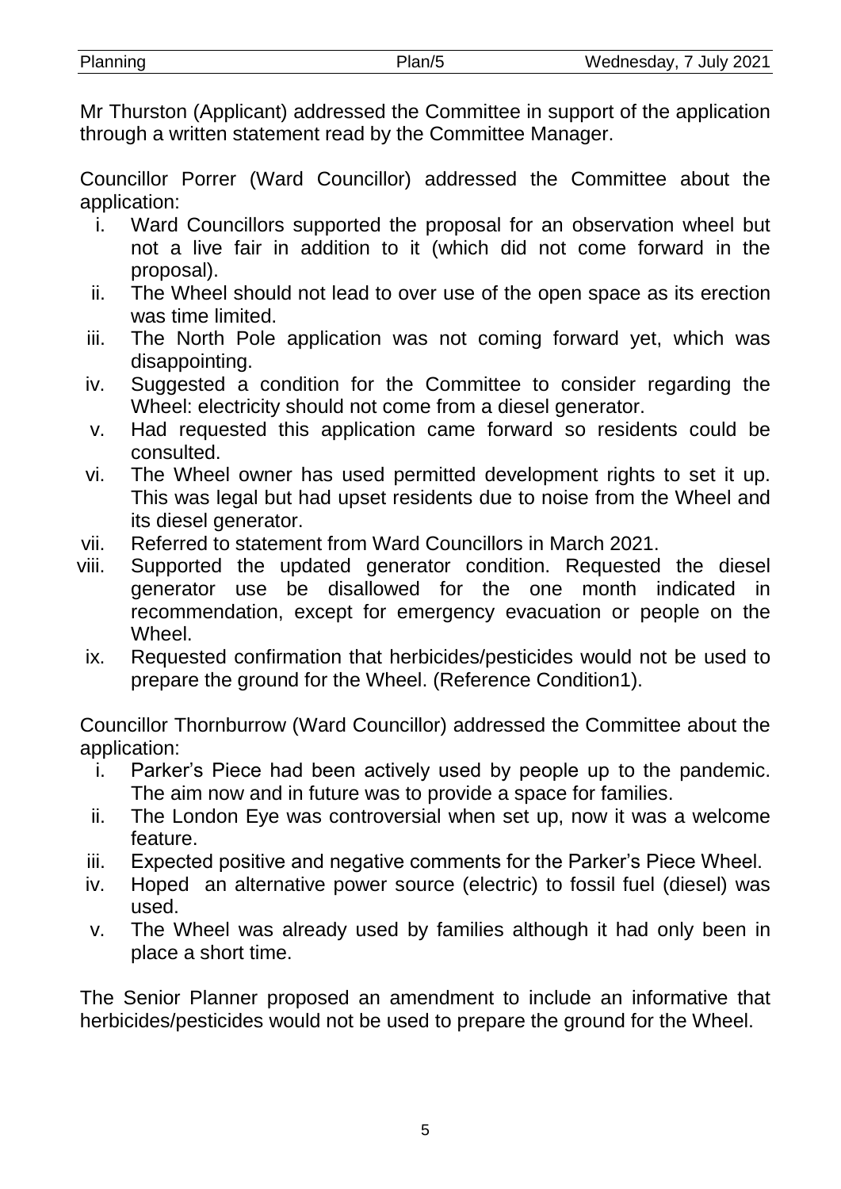Mr Thurston (Applicant) addressed the Committee in support of the application through a written statement read by the Committee Manager.

Councillor Porrer (Ward Councillor) addressed the Committee about the application:

i. Ward Councillors supported the proposal for an observation wheel but not a live fair in addition to it (which did not come forward in the proposal).
ii. The Wheel should not lead to over use of the open space as its erection was time limited.
iii. The North Pole application was not coming forward yet, which was disappointing.
iv. Suggested a condition for the Committee to consider regarding the Wheel: electricity should not come from a diesel generator.
v. Had requested this application came forward so residents could be consulted.
vi. The Wheel owner has used permitted development rights to set it up. This was legal but had upset residents due to noise from the Wheel and its diesel generator.
vii. Referred to statement from Ward Councillors in March 2021.
viii. Supported the updated generator condition. Requested the diesel generator use be disallowed for the one month indicated in recommendation, except for emergency evacuation or people on the Wheel.
ix. Requested confirmation that herbicides/pesticides would not be used to prepare the ground for the Wheel. (Reference Condition1).

Councillor Thornburrow (Ward Councillor) addressed the Committee about the application:

i. Parker's Piece had been actively used by people up to the pandemic. The aim now and in future was to provide a space for families.
ii. The London Eye was controversial when set up, now it was a welcome feature.
iii. Expected positive and negative comments for the Parker's Piece Wheel.
iv. Hoped an alternative power source (electric) to fossil fuel (diesel) was used.
v. The Wheel was already used by families although it had only been in place a short time.

The Senior Planner proposed an amendment to include an informative that herbicides/pesticides would not be used to prepare the ground for the Wheel.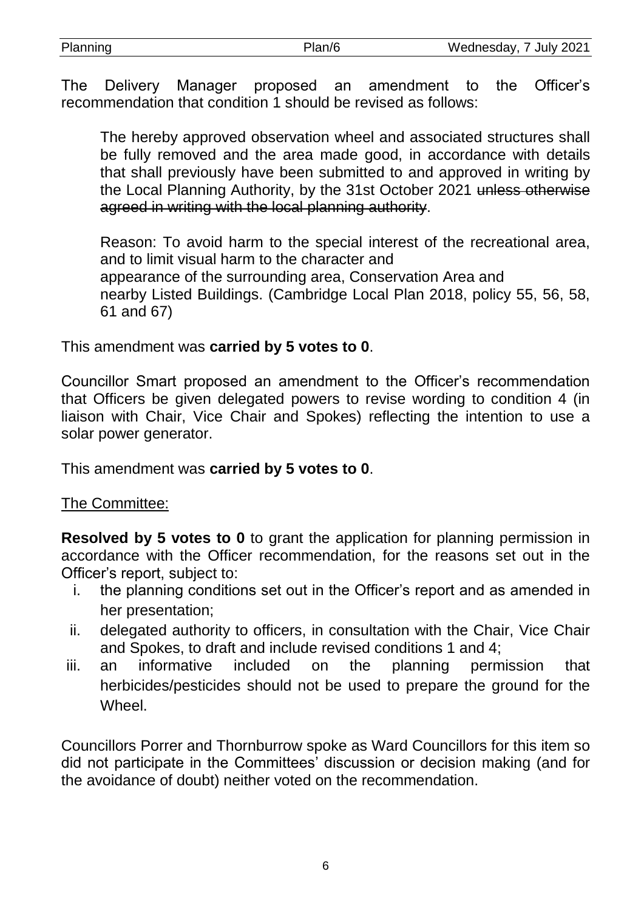The Delivery Manager proposed an amendment to the Officer's recommendation that condition 1 should be revised as follows:

> The hereby approved observation wheel and associated structures shall be fully removed and the area made good, in accordance with details that shall previously have been submitted to and approved in writing by the Local Planning Authority, by the 31st October 2021 ~~unless otherwise agreed in writing with the local planning authority~~.
>
> Reason: To avoid harm to the special interest of the recreational area, and to limit visual harm to the character and appearance of the surrounding area, Conservation Area and nearby Listed Buildings. (Cambridge Local Plan 2018, policy 55, 56, 58, 61 and 67)

This amendment was **carried by 5 votes to 0**.

Councillor Smart proposed an amendment to the Officer's recommendation that Officers be given delegated powers to revise wording to condition 4 (in liaison with Chair, Vice Chair and Spokes) reflecting the intention to use a solar power generator.

This amendment was **carried by 5 votes to 0**.

<u>The Committee:</u>

**Resolved by 5 votes to 0** to grant the application for planning permission in accordance with the Officer recommendation, for the reasons set out in the Officer's report, subject to:

i. the planning conditions set out in the Officer's report and as amended in her presentation;
ii. delegated authority to officers, in consultation with the Chair, Vice Chair and Spokes, to draft and include revised conditions 1 and 4;
iii. an informative included on the planning permission that herbicides/pesticides should not be used to prepare the ground for the Wheel.

Councillors Porrer and Thornburrow spoke as Ward Councillors for this item so did not participate in the Committees' discussion or decision making (and for the avoidance of doubt) neither voted on the recommendation.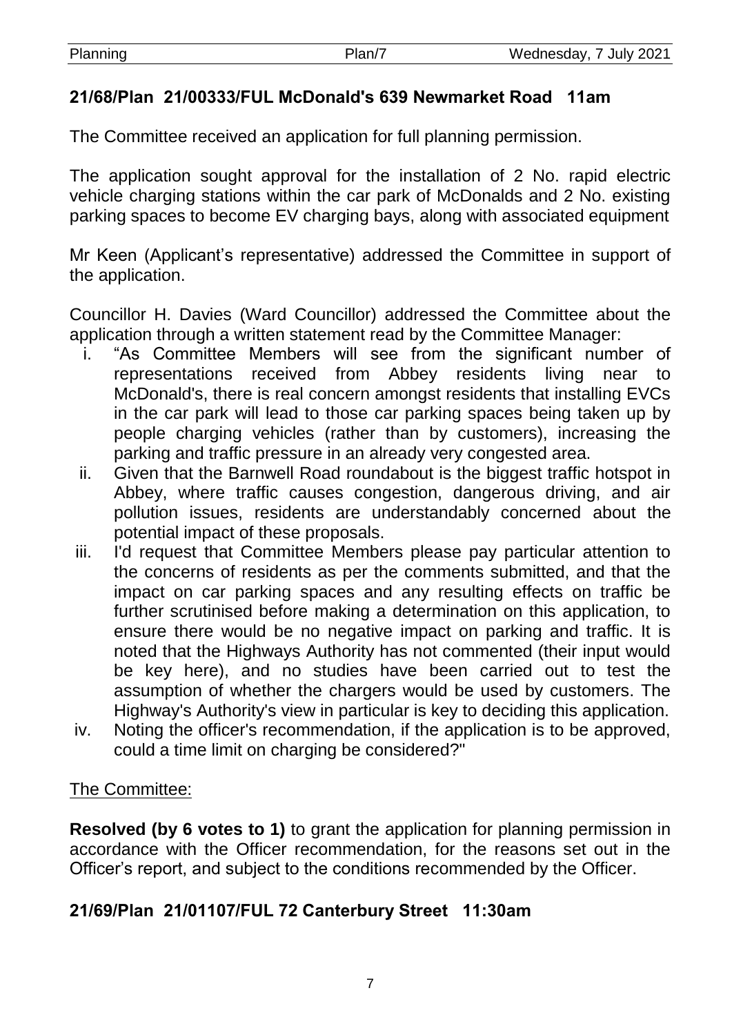## 21/68/Plan 21/00333/FUL McDonald's 639 Newmarket Road 11am

The Committee received an application for full planning permission.

The application sought approval for the installation of 2 No. rapid electric vehicle charging stations within the car park of McDonalds and 2 No. existing parking spaces to become EV charging bays, along with associated equipment

Mr Keen (Applicant's representative) addressed the Committee in support of the application.

Councillor H. Davies (Ward Councillor) addressed the Committee about the application through a written statement read by the Committee Manager:

i. "As Committee Members will see from the significant number of representations received from Abbey residents living near to McDonald's, there is real concern amongst residents that installing EVCs in the car park will lead to those car parking spaces being taken up by people charging vehicles (rather than by customers), increasing the parking and traffic pressure in an already very congested area.
ii. Given that the Barnwell Road roundabout is the biggest traffic hotspot in Abbey, where traffic causes congestion, dangerous driving, and air pollution issues, residents are understandably concerned about the potential impact of these proposals.
iii. I'd request that Committee Members please pay particular attention to the concerns of residents as per the comments submitted, and that the impact on car parking spaces and any resulting effects on traffic be further scrutinised before making a determination on this application, to ensure there would be no negative impact on parking and traffic. It is noted that the Highways Authority has not commented (their input would be key here), and no studies have been carried out to test the assumption of whether the chargers would be used by customers. The Highway's Authority's view in particular is key to deciding this application.
iv. Noting the officer's recommendation, if the application is to be approved, could a time limit on charging be considered?"

<u>The Committee:</u>

**Resolved (by 6 votes to 1)** to grant the application for planning permission in accordance with the Officer recommendation, for the reasons set out in the Officer's report, and subject to the conditions recommended by the Officer.

## 21/69/Plan 21/01107/FUL 72 Canterbury Street 11:30am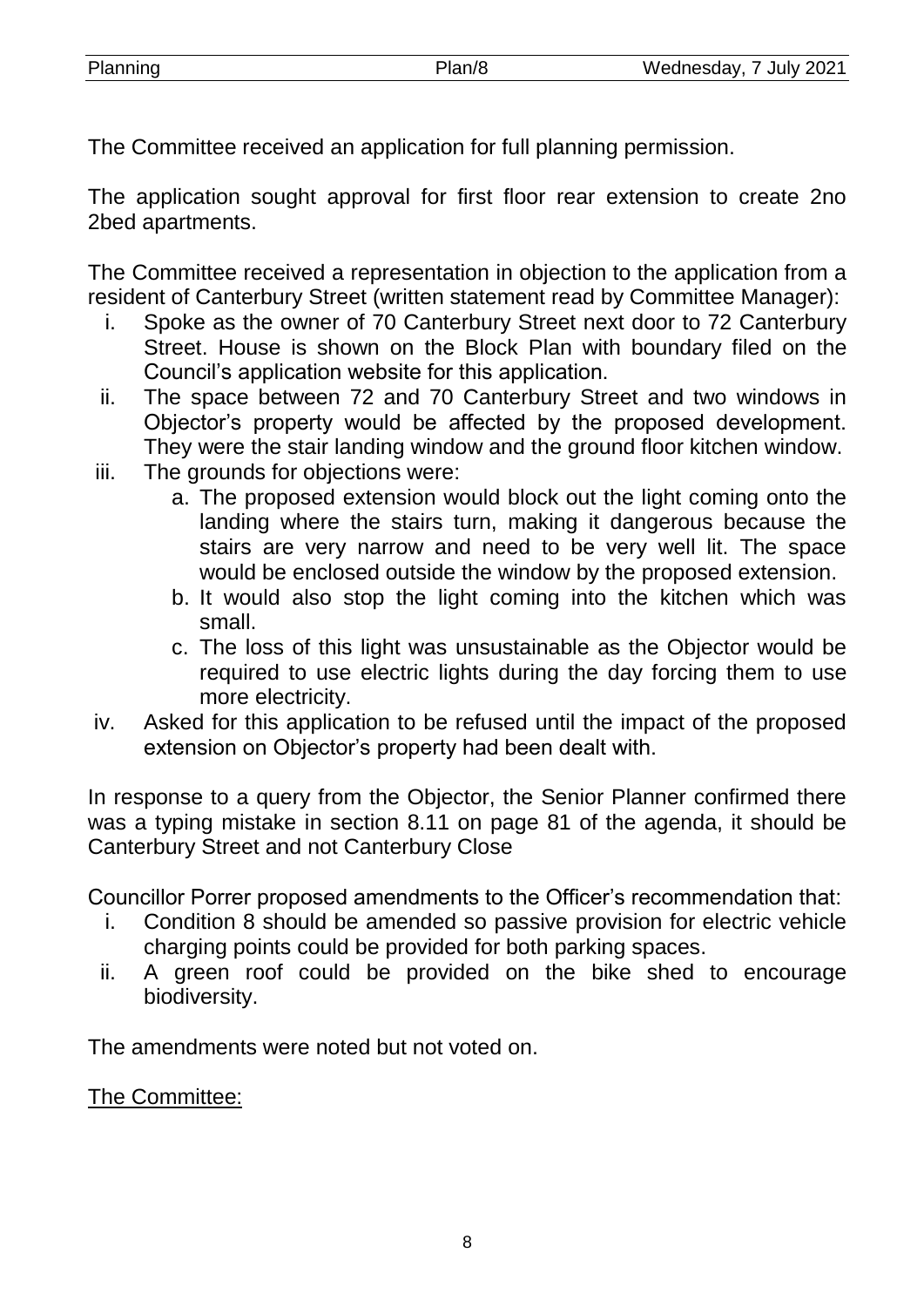The Committee received an application for full planning permission.

The application sought approval for first floor rear extension to create 2no 2bed apartments.

The Committee received a representation in objection to the application from a resident of Canterbury Street (written statement read by Committee Manager):

i. Spoke as the owner of 70 Canterbury Street next door to 72 Canterbury Street. House is shown on the Block Plan with boundary filed on the Council's application website for this application.
ii. The space between 72 and 70 Canterbury Street and two windows in Objector's property would be affected by the proposed development. They were the stair landing window and the ground floor kitchen window.
iii. The grounds for objections were:
   a. The proposed extension would block out the light coming onto the landing where the stairs turn, making it dangerous because the stairs are very narrow and need to be very well lit. The space would be enclosed outside the window by the proposed extension.
   b. It would also stop the light coming into the kitchen which was small.
   c. The loss of this light was unsustainable as the Objector would be required to use electric lights during the day forcing them to use more electricity.
iv. Asked for this application to be refused until the impact of the proposed extension on Objector's property had been dealt with.

In response to a query from the Objector, the Senior Planner confirmed there was a typing mistake in section 8.11 on page 81 of the agenda, it should be Canterbury Street and not Canterbury Close

Councillor Porrer proposed amendments to the Officer's recommendation that:

i. Condition 8 should be amended so passive provision for electric vehicle charging points could be provided for both parking spaces.
ii. A green roof could be provided on the bike shed to encourage biodiversity.

The amendments were noted but not voted on.

<u>The Committee:</u>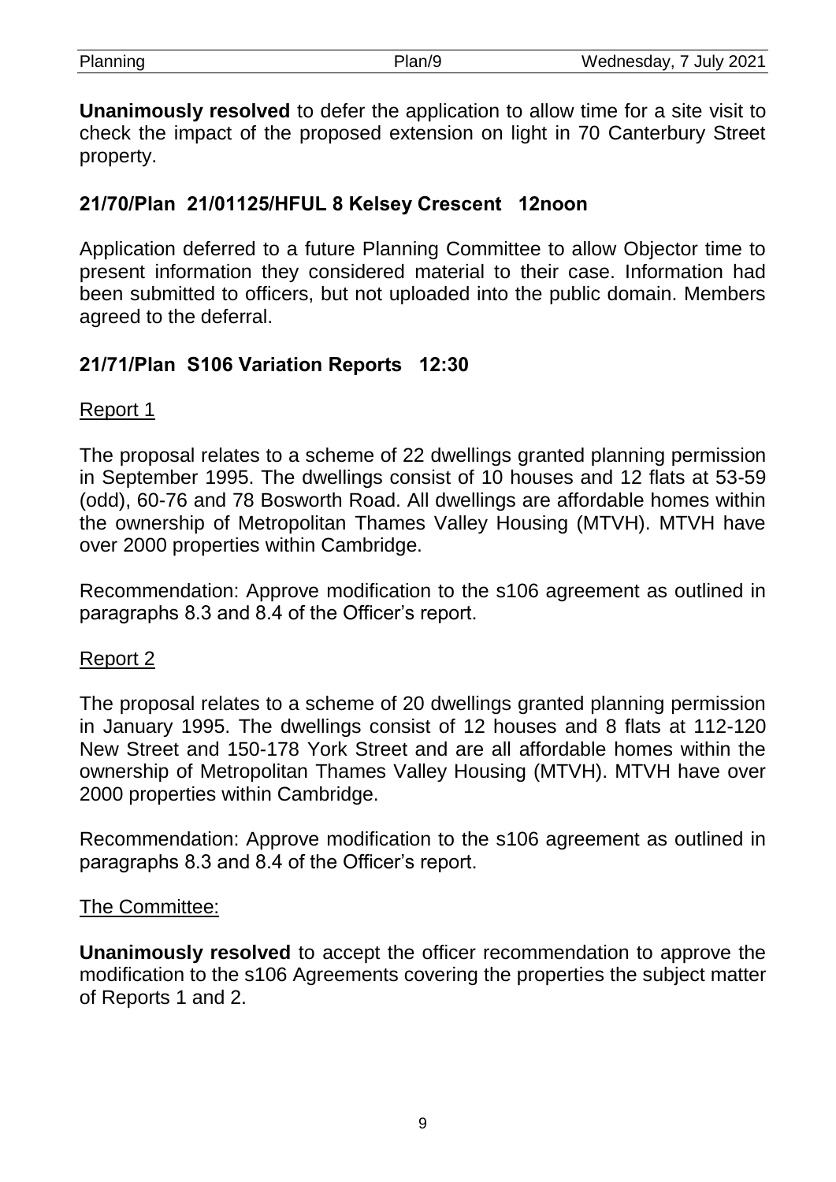**Unanimously resolved** to defer the application to allow time for a site visit to check the impact of the proposed extension on light in 70 Canterbury Street property.

## 21/70/Plan 21/01125/HFUL 8 Kelsey Crescent 12noon

Application deferred to a future Planning Committee to allow Objector time to present information they considered material to their case. Information had been submitted to officers, but not uploaded into the public domain. Members agreed to the deferral.

## 21/71/Plan S106 Variation Reports 12:30

Report 1

The proposal relates to a scheme of 22 dwellings granted planning permission in September 1995. The dwellings consist of 10 houses and 12 flats at 53-59 (odd), 60-76 and 78 Bosworth Road. All dwellings are affordable homes within the ownership of Metropolitan Thames Valley Housing (MTVH). MTVH have over 2000 properties within Cambridge.

Recommendation: Approve modification to the s106 agreement as outlined in paragraphs 8.3 and 8.4 of the Officer's report.

Report 2

The proposal relates to a scheme of 20 dwellings granted planning permission in January 1995. The dwellings consist of 12 houses and 8 flats at 112-120 New Street and 150-178 York Street and are all affordable homes within the ownership of Metropolitan Thames Valley Housing (MTVH). MTVH have over 2000 properties within Cambridge.

Recommendation: Approve modification to the s106 agreement as outlined in paragraphs 8.3 and 8.4 of the Officer's report.

The Committee:

**Unanimously resolved** to accept the officer recommendation to approve the modification to the s106 Agreements covering the properties the subject matter of Reports 1 and 2.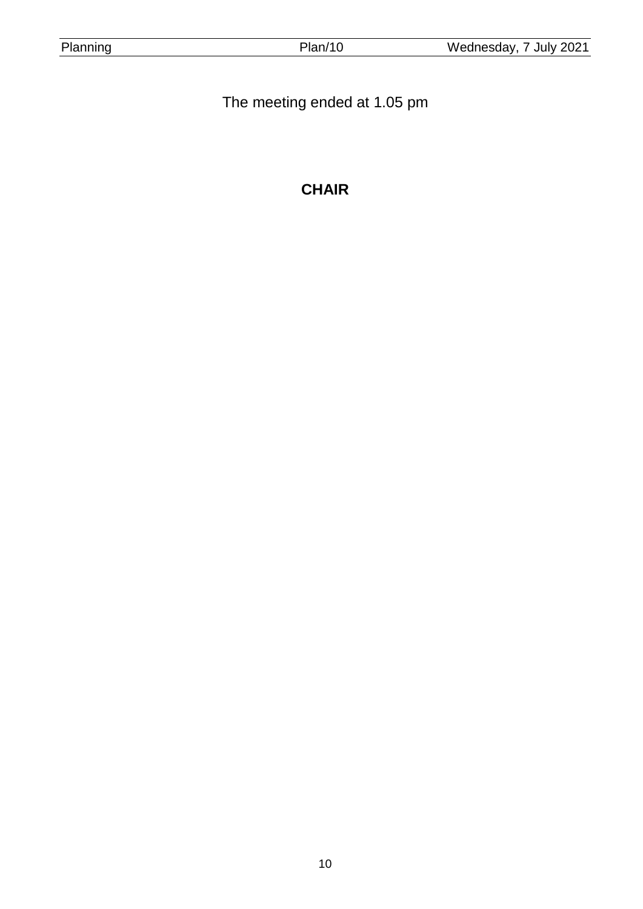The meeting ended at 1.05 pm

**CHAIR**